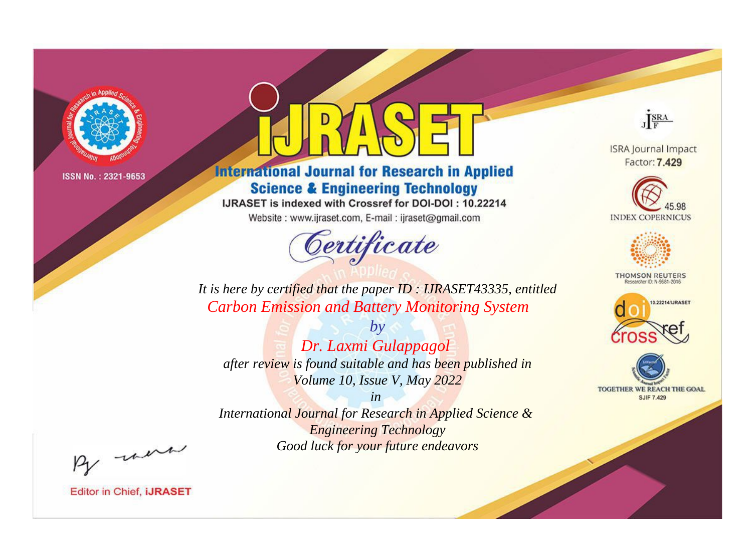ISSN No. : 2321-9653

# IJRASET

## International Journal for Research in Applied Science & Engineering Technology

IJRASET is indexed with Crossref for DOI-DOI : 10.22214

Website : www.ijraset.com, E-mail : ijraset@gmail.com

ISRA Journal Impact Factor: **7.429**

45.98 INDEX COPERNICUS

THOMSON REUTERS Researcher ID: N-9681-2016

10.22214/IJRASET

TOGETHER WE REACH THE GOAL SJIF 7.429

## Certificate

*It is here by certified that the paper ID : IJRASET43335, entitled*

*Carbon Emission and Battery Monitoring System*

*by*

*Dr. Laxmi Gulappagol*

*after review is found suitable and has been published in*

*Volume 10, Issue V, May 2022*

*in*

*International Journal for Research in Applied Science & Engineering Technology*

*Good luck for your future endeavors*

Editor in Chief, **iJRASET**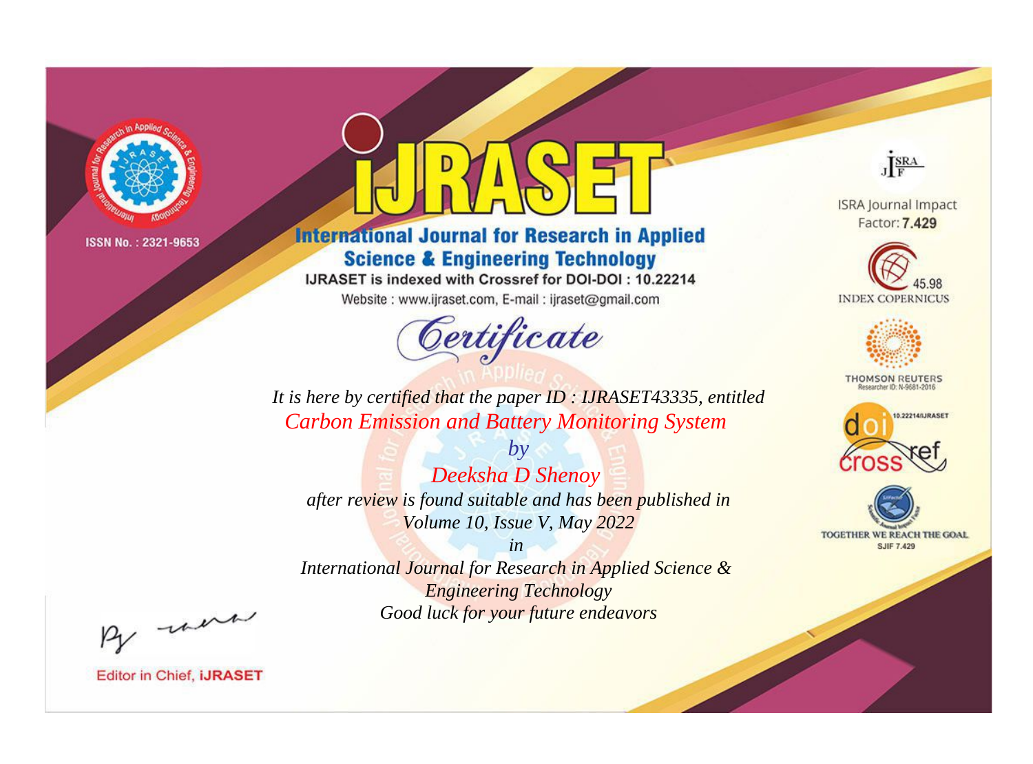ISSN No. : 2321-9653

# iJRASET

## International Journal for Research in Applied Science & Engineering Technology

IJRASET is indexed with Crossref for DOI-DOI : 10.22214

Website : www.ijraset.com, E-mail : ijraset@gmail.com

ISRA Journal Impact Factor: **7.429**

45.98 INDEX COPERNICUS

THOMSON REUTERS Researcher ID: N-9681-2016

10.22214/IJRASET

TOGETHER WE REACH THE GOAL SJIF 7.429

*Certificate*

*It is here by certified that the paper ID : IJRASET43335, entitled*

*Carbon Emission and Battery Monitoring System*

*by*

*Deeksha D Shenoy*

*after review is found suitable and has been published in*

*Volume 10, Issue V, May 2022*

*in*

*International Journal for Research in Applied Science & Engineering Technology*

*Good luck for your future endeavors*

Editor in Chief, **iJRASET**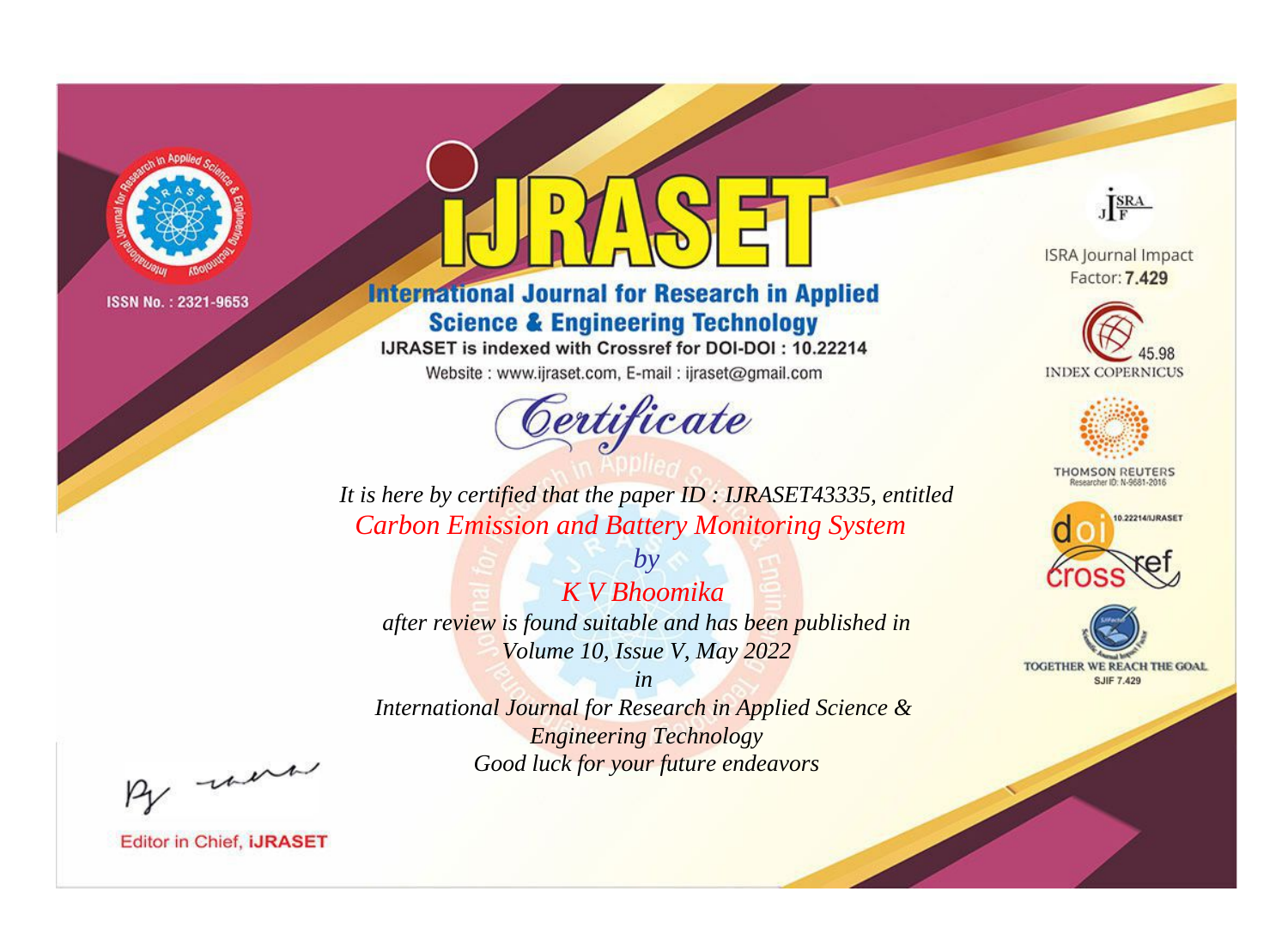ISSN No. : 2321-9653

# iJRASET

## International Journal for Research in Applied Science & Engineering Technology

IJRASET is indexed with Crossref for DOI-DOI : 10.22214

Website : www.ijraset.com, E-mail : ijraset@gmail.com

ISRA Journal Impact Factor: **7.429**

45.98 INDEX COPERNICUS

THOMSON REUTERS Researcher ID: N-9681-2016

10.22214/IJRASET

TOGETHER WE REACH THE GOAL SJIF 7.429

# *Certificate*

*It is here by certified that the paper ID : IJRASET43335, entitled*

*Carbon Emission and Battery Monitoring System*

*by*

*K V Bhoomika*

*after review is found suitable and has been published in*

*Volume 10, Issue V, May 2022*

*in*

*International Journal for Research in Applied Science & Engineering Technology*

*Good luck for your future endeavors*

Editor in Chief, **iJRASET**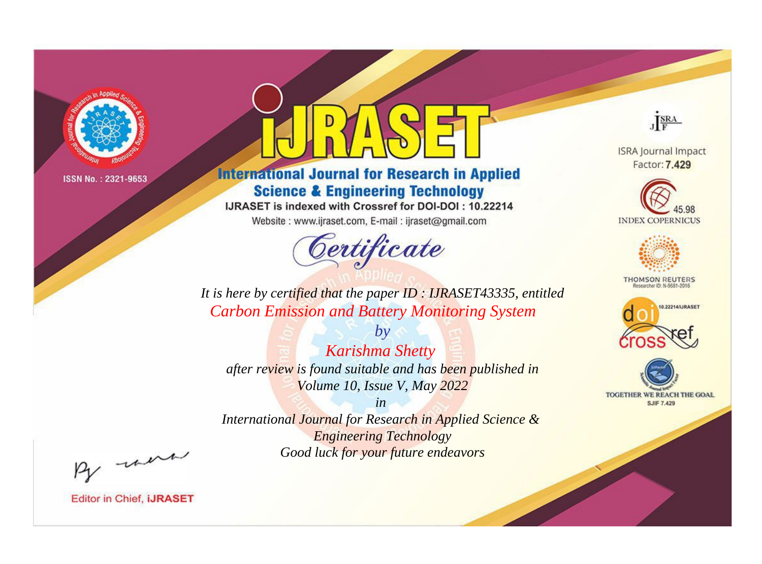ISSN No. : 2321-9653

# iJRASET

## International Journal for Research in Applied Science & Engineering Technology

IJRASET is indexed with Crossref for DOI-DOI : 10.22214

Website : www.ijraset.com, E-mail : ijraset@gmail.com

ISRA Journal Impact Factor: **7.429**

45.98 INDEX COPERNICUS

THOMSON REUTERS Researcher ID: N-9681-2016

10.22214/IJRASET

TOGETHER WE REACH THE GOAL SJIF 7.429

# *Certificate*

*It is here by certified that the paper ID : IJRASET43335, entitled*

*Carbon Emission and Battery Monitoring System*

*by*

*Karishma Shetty*

*after review is found suitable and has been published in*

*Volume 10, Issue V, May 2022*

*in*

*International Journal for Research in Applied Science & Engineering Technology*

*Good luck for your future endeavors*

Editor in Chief, **iJRASET**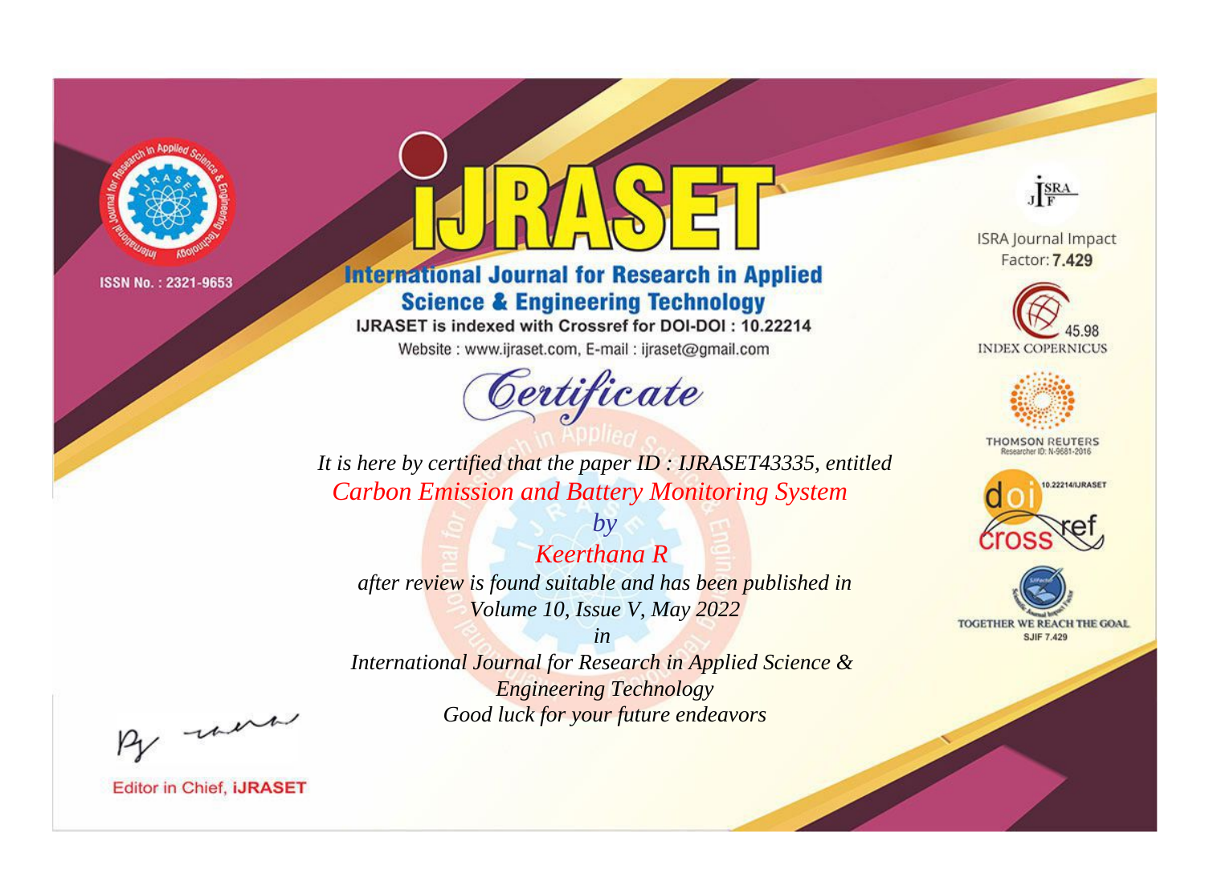ISSN No. : 2321-9653

# IJRASET

## International Journal for Research in Applied Science & Engineering Technology

IJRASET is indexed with Crossref for DOI-DOI : 10.22214

Website : www.ijraset.com, E-mail : ijraset@gmail.com

## Certificate

*It is here by certified that the paper ID : IJRASET43335, entitled*

*Carbon Emission and Battery Monitoring System*

*by*

*Keerthana R*

*after review is found suitable and has been published in*

*Volume 10, Issue V, May 2022*

*in*

*International Journal for Research in Applied Science & Engineering Technology*

*Good luck for your future endeavors*

ISRA Journal Impact Factor: **7.429**

45.98 INDEX COPERNICUS

THOMSON REUTERS Researcher ID: N-9681-2016

10.22214/IJRASET

TOGETHER WE REACH THE GOAL SJIF 7.429

Editor in Chief, **iJRASET**